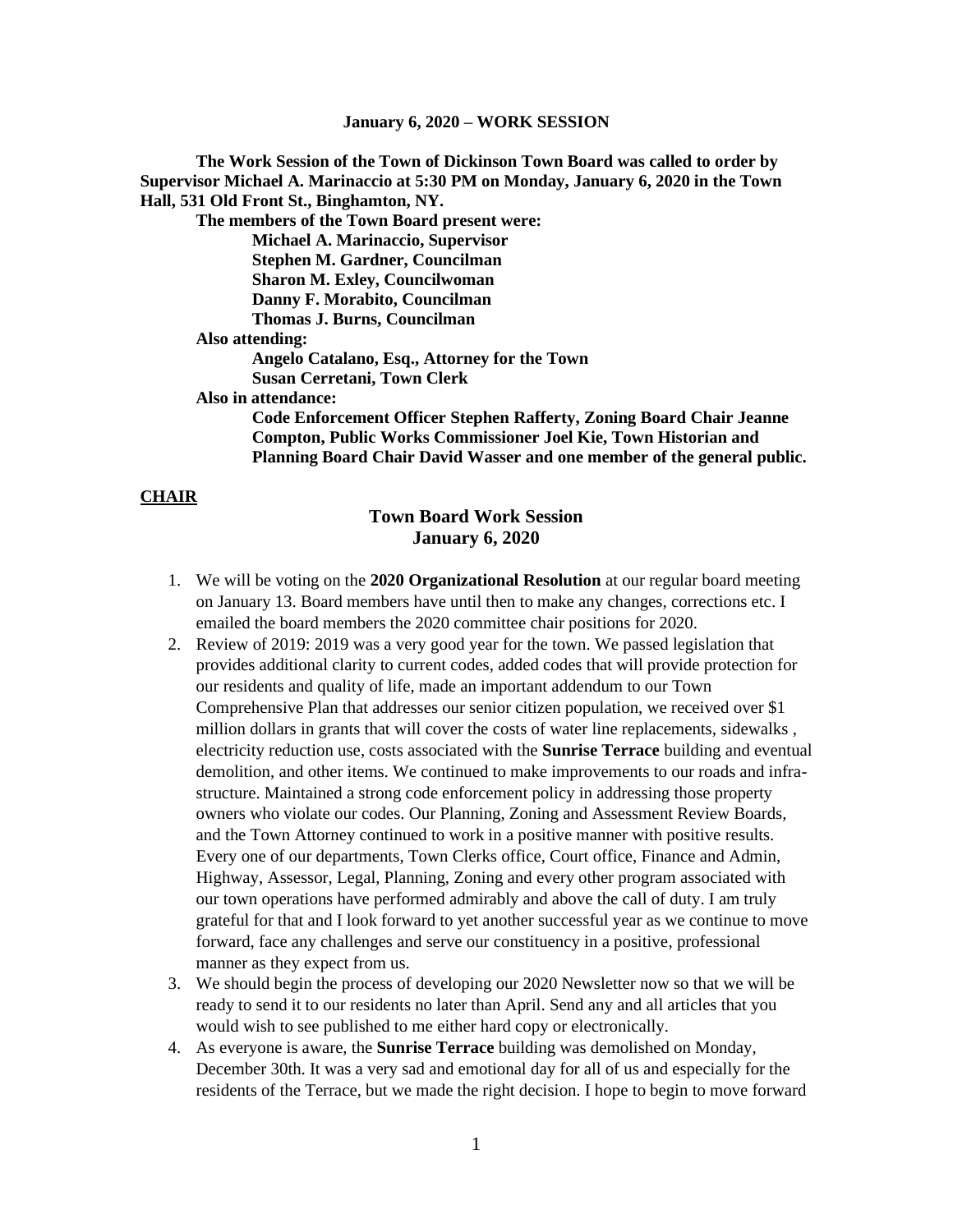**January 6, 2020 – WORK SESSION**

**The Work Session of the Town of Dickinson Town Board was called to order by Supervisor Michael A. Marinaccio at 5:30 PM on Monday, January 6, 2020 in the Town Hall, 531 Old Front St., Binghamton, NY.**

**The members of the Town Board present were:**

**Michael A. Marinaccio, Supervisor**
**Stephen M. Gardner, Councilman**
**Sharon M. Exley, Councilwoman**
**Danny F. Morabito, Councilman**
**Thomas J. Burns, Councilman**

**Also attending:**

**Angelo Catalano, Esq., Attorney for the Town**
**Susan Cerretani, Town Clerk**

**Also in attendance:**

**Code Enforcement Officer Stephen Rafferty, Zoning Board Chair Jeanne Compton, Public Works Commissioner Joel Kie, Town Historian and Planning Board Chair David Wasser and one member of the general public.**

**CHAIR**

## Town Board Work Session
## January 6, 2020

1. We will be voting on the **2020 Organizational Resolution** at our regular board meeting on January 13. Board members have until then to make any changes, corrections etc. I emailed the board members the 2020 committee chair positions for 2020.
2. Review of 2019: 2019 was a very good year for the town. We passed legislation that provides additional clarity to current codes, added codes that will provide protection for our residents and quality of life, made an important addendum to our Town Comprehensive Plan that addresses our senior citizen population, we received over $1 million dollars in grants that will cover the costs of water line replacements, sidewalks , electricity reduction use, costs associated with the **Sunrise Terrace** building and eventual demolition, and other items. We continued to make improvements to our roads and infra-structure. Maintained a strong code enforcement policy in addressing those property owners who violate our codes. Our Planning, Zoning and Assessment Review Boards, and the Town Attorney continued to work in a positive manner with positive results. Every one of our departments, Town Clerks office, Court office, Finance and Admin, Highway, Assessor, Legal, Planning, Zoning and every other program associated with our town operations have performed admirably and above the call of duty. I am truly grateful for that and I look forward to yet another successful year as we continue to move forward, face any challenges and serve our constituency in a positive, professional manner as they expect from us.
3. We should begin the process of developing our 2020 Newsletter now so that we will be ready to send it to our residents no later than April. Send any and all articles that you would wish to see published to me either hard copy or electronically.
4. As everyone is aware, the **Sunrise Terrace** building was demolished on Monday, December 30th. It was a very sad and emotional day for all of us and especially for the residents of the Terrace, but we made the right decision. I hope to begin to move forward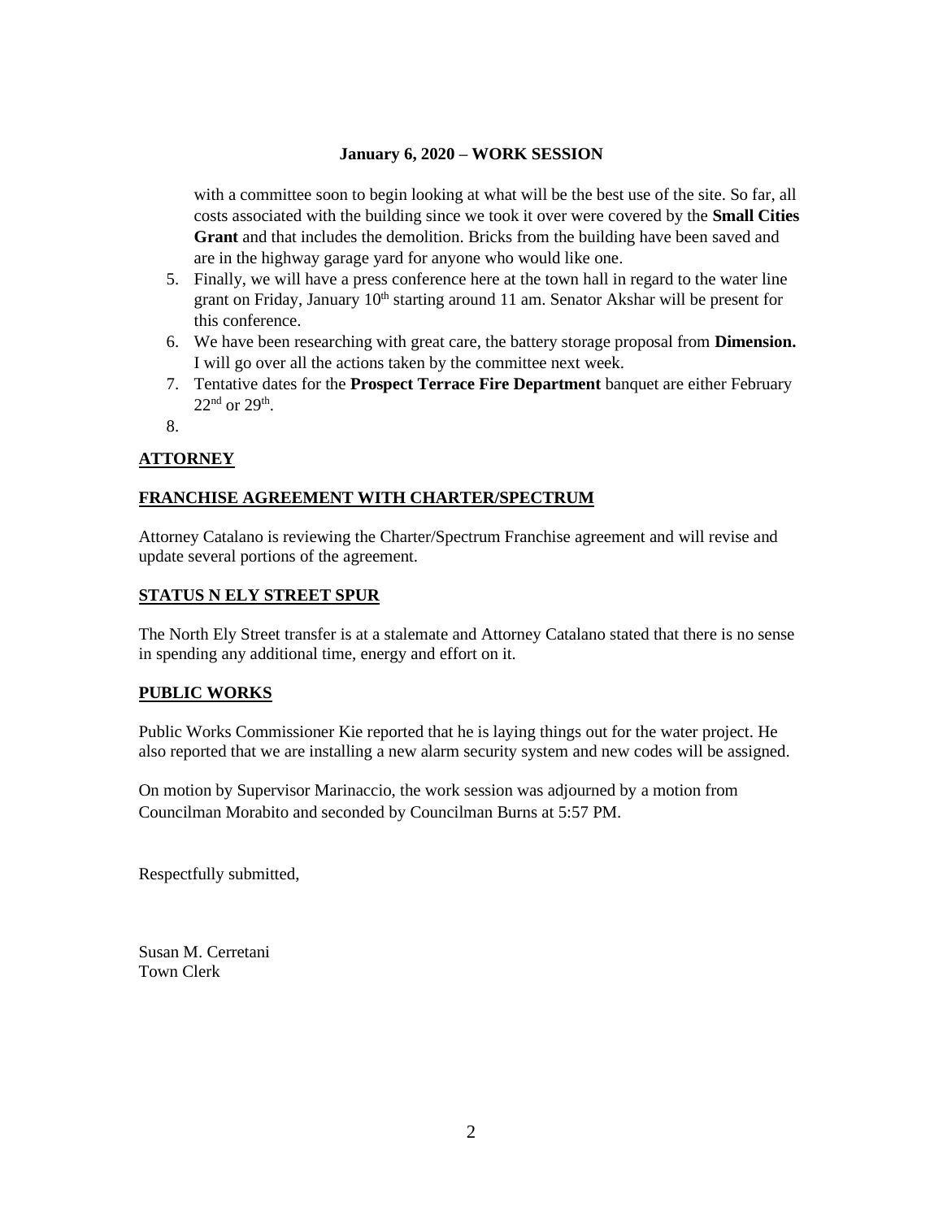**January 6, 2020 – WORK SESSION**

with a committee soon to begin looking at what will be the best use of the site. So far, all costs associated with the building since we took it over were covered by the **Small Cities Grant** and that includes the demolition. Bricks from the building have been saved and are in the highway garage yard for anyone who would like one.

5. Finally, we will have a press conference here at the town hall in regard to the water line grant on Friday, January 10th starting around 11 am. Senator Akshar will be present for this conference.
6. We have been researching with great care, the battery storage proposal from **Dimension.** I will go over all the actions taken by the committee next week.
7. Tentative dates for the **Prospect Terrace Fire Department** banquet are either February 22nd or 29th.
8. 

**ATTORNEY**

**FRANCHISE AGREEMENT WITH CHARTER/SPECTRUM**

Attorney Catalano is reviewing the Charter/Spectrum Franchise agreement and will revise and update several portions of the agreement.

**STATUS N ELY STREET SPUR**

The North Ely Street transfer is at a stalemate and Attorney Catalano stated that there is no sense in spending any additional time, energy and effort on it.

**PUBLIC WORKS**

Public Works Commissioner Kie reported that he is laying things out for the water project. He also reported that we are installing a new alarm security system and new codes will be assigned.

On motion by Supervisor Marinaccio, the work session was adjourned by a motion from Councilman Morabito and seconded by Councilman Burns at 5:57 PM.

Respectfully submitted,

Susan M. Cerretani
Town Clerk